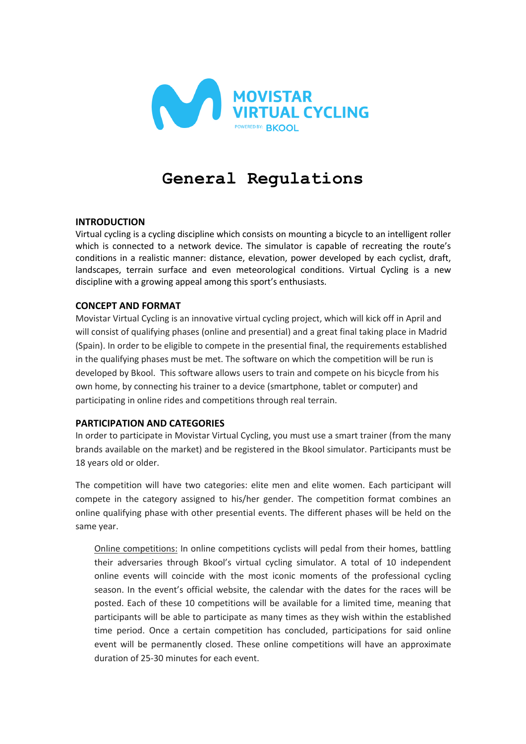MOVISTAR VIRTUAL CYCLING

POWERED BY: BKOOL

# General Regulations

## INTRODUCTION

Virtual cycling is a cycling discipline which consists on mounting a bicycle to an intelligent roller which is connected to a network device. The simulator is capable of recreating the route's conditions in a realistic manner: distance, elevation, power developed by each cyclist, draft, landscapes, terrain surface and even meteorological conditions. Virtual Cycling is a new discipline with a growing appeal among this sport's enthusiasts.

## CONCEPT AND FORMAT

Movistar Virtual Cycling is an innovative virtual cycling project, which will kick off in April and will consist of qualifying phases (online and presential) and a great final taking place in Madrid (Spain). In order to be eligible to compete in the presential final, the requirements established in the qualifying phases must be met. The software on which the competition will be run is developed by Bkool. This software allows users to train and compete on his bicycle from his own home, by connecting his trainer to a device (smartphone, tablet or computer) and participating in online rides and competitions through real terrain.

## PARTICIPATION AND CATEGORIES

In order to participate in Movistar Virtual Cycling, you must use a smart trainer (from the many brands available on the market) and be registered in the Bkool simulator. Participants must be 18 years old or older.

The competition will have two categories: elite men and elite women. Each participant will compete in the category assigned to his/her gender. The competition format combines an online qualifying phase with other presential events. The different phases will be held on the same year.

> Online competitions: In online competitions cyclists will pedal from their homes, battling their adversaries through Bkool's virtual cycling simulator. A total of 10 independent online events will coincide with the most iconic moments of the professional cycling season. In the event's official website, the calendar with the dates for the races will be posted. Each of these 10 competitions will be available for a limited time, meaning that participants will be able to participate as many times as they wish within the established time period. Once a certain competition has concluded, participations for said online event will be permanently closed. These online competitions will have an approximate duration of 25-30 minutes for each event.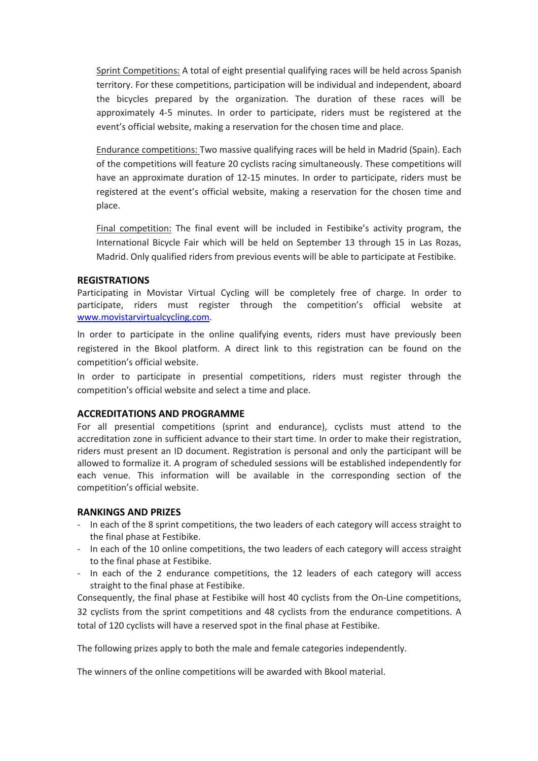Sprint Competitions: A total of eight presential qualifying races will be held across Spanish territory. For these competitions, participation will be individual and independent, aboard the bicycles prepared by the organization. The duration of these races will be approximately 4-5 minutes. In order to participate, riders must be registered at the event's official website, making a reservation for the chosen time and place.

Endurance competitions: Two massive qualifying races will be held in Madrid (Spain). Each of the competitions will feature 20 cyclists racing simultaneously. These competitions will have an approximate duration of 12-15 minutes. In order to participate, riders must be registered at the event's official website, making a reservation for the chosen time and place.

Final competition: The final event will be included in Festibike's activity program, the International Bicycle Fair which will be held on September 13 through 15 in Las Rozas, Madrid. Only qualified riders from previous events will be able to participate at Festibike.

## REGISTRATIONS

Participating in Movistar Virtual Cycling will be completely free of charge. In order to participate, riders must register through the competition's official website at www.movistarvirtualcycling.com.

In order to participate in the online qualifying events, riders must have previously been registered in the Bkool platform. A direct link to this registration can be found on the competition's official website.

In order to participate in presential competitions, riders must register through the competition's official website and select a time and place.

## ACCREDITATIONS AND PROGRAMME

For all presential competitions (sprint and endurance), cyclists must attend to the accreditation zone in sufficient advance to their start time. In order to make their registration, riders must present an ID document. Registration is personal and only the participant will be allowed to formalize it. A program of scheduled sessions will be established independently for each venue. This information will be available in the corresponding section of the competition's official website.

## RANKINGS AND PRIZES

- In each of the 8 sprint competitions, the two leaders of each category will access straight to the final phase at Festibike.
- In each of the 10 online competitions, the two leaders of each category will access straight to the final phase at Festibike.
- In each of the 2 endurance competitions, the 12 leaders of each category will access straight to the final phase at Festibike.

Consequently, the final phase at Festibike will host 40 cyclists from the On-Line competitions, 32 cyclists from the sprint competitions and 48 cyclists from the endurance competitions. A total of 120 cyclists will have a reserved spot in the final phase at Festibike.

The following prizes apply to both the male and female categories independently.

The winners of the online competitions will be awarded with Bkool material.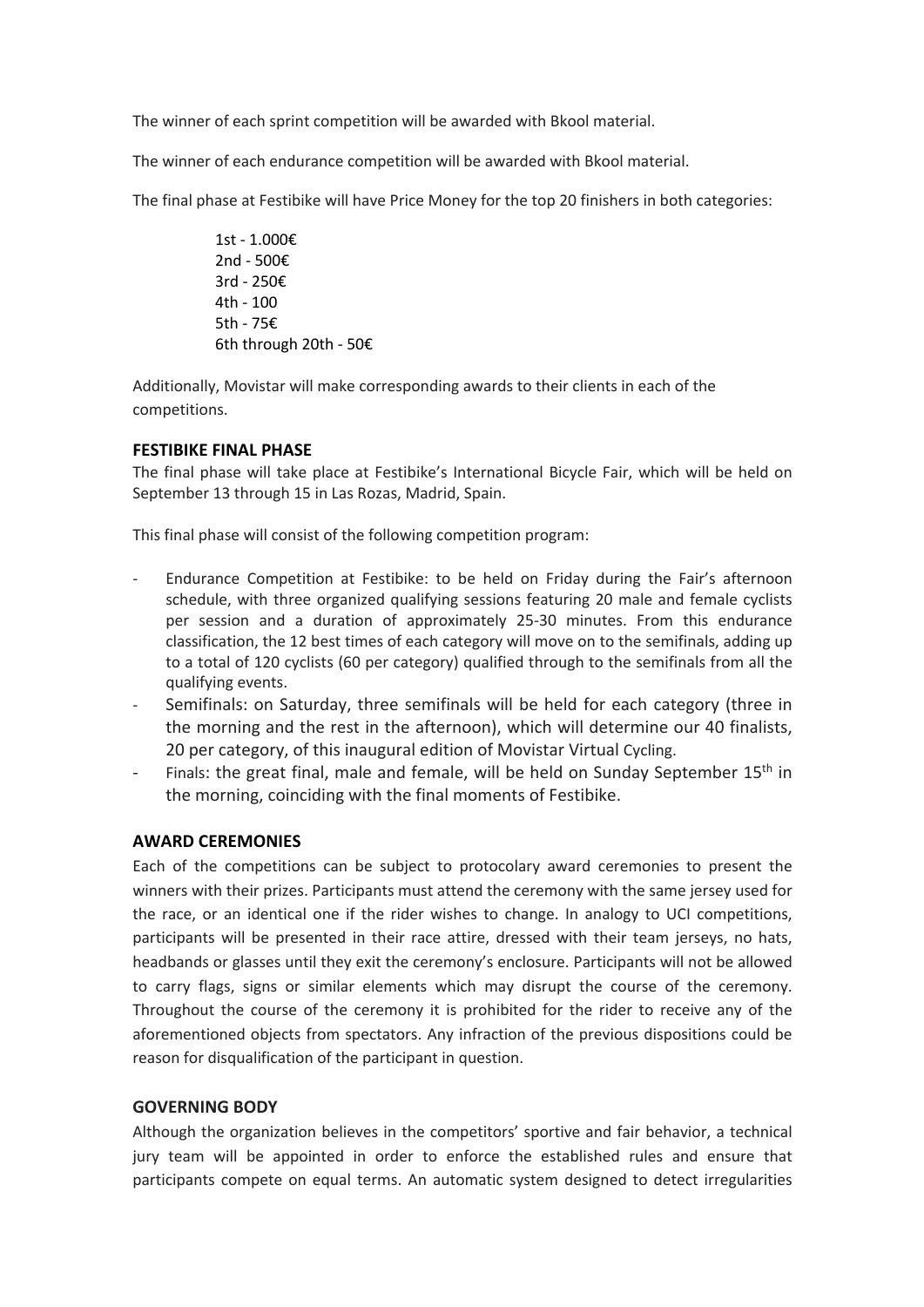The winner of each sprint competition will be awarded with Bkool material.

The winner of each endurance competition will be awarded with Bkool material.

The final phase at Festibike will have Price Money for the top 20 finishers in both categories:

1st - 1.000€
2nd - 500€
3rd - 250€
4th - 100
5th - 75€
6th through 20th - 50€

Additionally, Movistar will make corresponding awards to their clients in each of the competitions.

**FESTIBIKE FINAL PHASE**

The final phase will take place at Festibike's International Bicycle Fair, which will be held on September 13 through 15 in Las Rozas, Madrid, Spain.

This final phase will consist of the following competition program:

- Endurance Competition at Festibike: to be held on Friday during the Fair's afternoon schedule, with three organized qualifying sessions featuring 20 male and female cyclists per session and a duration of approximately 25-30 minutes. From this endurance classification, the 12 best times of each category will move on to the semifinals, adding up to a total of 120 cyclists (60 per category) qualified through to the semifinals from all the qualifying events.
- Semifinals: on Saturday, three semifinals will be held for each category (three in the morning and the rest in the afternoon), which will determine our 40 finalists, 20 per category, of this inaugural edition of Movistar Virtual Cycling.
- Finals: the great final, male and female, will be held on Sunday September 15th in the morning, coinciding with the final moments of Festibike.

**AWARD CEREMONIES**

Each of the competitions can be subject to protocolary award ceremonies to present the winners with their prizes. Participants must attend the ceremony with the same jersey used for the race, or an identical one if the rider wishes to change. In analogy to UCI competitions, participants will be presented in their race attire, dressed with their team jerseys, no hats, headbands or glasses until they exit the ceremony's enclosure. Participants will not be allowed to carry flags, signs or similar elements which may disrupt the course of the ceremony. Throughout the course of the ceremony it is prohibited for the rider to receive any of the aforementioned objects from spectators. Any infraction of the previous dispositions could be reason for disqualification of the participant in question.

**GOVERNING BODY**

Although the organization believes in the competitors' sportive and fair behavior, a technical jury team will be appointed in order to enforce the established rules and ensure that participants compete on equal terms. An automatic system designed to detect irregularities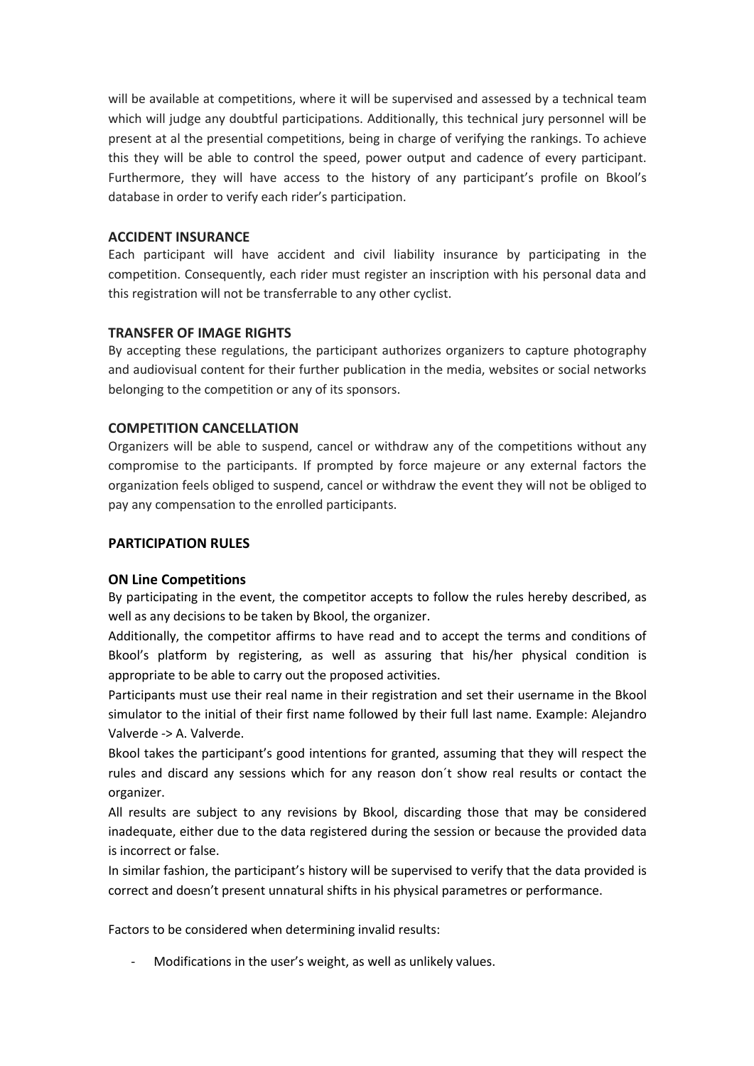will be available at competitions, where it will be supervised and assessed by a technical team which will judge any doubtful participations. Additionally, this technical jury personnel will be present at al the presential competitions, being in charge of verifying the rankings. To achieve this they will be able to control the speed, power output and cadence of every participant. Furthermore, they will have access to the history of any participant's profile on Bkool's database in order to verify each rider's participation.

### ACCIDENT INSURANCE

Each participant will have accident and civil liability insurance by participating in the competition. Consequently, each rider must register an inscription with his personal data and this registration will not be transferrable to any other cyclist.

### TRANSFER OF IMAGE RIGHTS

By accepting these regulations, the participant authorizes organizers to capture photography and audiovisual content for their further publication in the media, websites or social networks belonging to the competition or any of its sponsors.

### COMPETITION CANCELLATION

Organizers will be able to suspend, cancel or withdraw any of the competitions without any compromise to the participants. If prompted by force majeure or any external factors the organization feels obliged to suspend, cancel or withdraw the event they will not be obliged to pay any compensation to the enrolled participants.

## PARTICIPATION RULES

### ON Line Competitions

By participating in the event, the competitor accepts to follow the rules hereby described, as well as any decisions to be taken by Bkool, the organizer.

Additionally, the competitor affirms to have read and to accept the terms and conditions of Bkool's platform by registering, as well as assuring that his/her physical condition is appropriate to be able to carry out the proposed activities.

Participants must use their real name in their registration and set their username in the Bkool simulator to the initial of their first name followed by their full last name. Example: Alejandro Valverde -> A. Valverde.

Bkool takes the participant's good intentions for granted, assuming that they will respect the rules and discard any sessions which for any reason don´t show real results or contact the organizer.

All results are subject to any revisions by Bkool, discarding those that may be considered inadequate, either due to the data registered during the session or because the provided data is incorrect or false.

In similar fashion, the participant's history will be supervised to verify that the data provided is correct and doesn't present unnatural shifts in his physical parametres or performance.

Factors to be considered when determining invalid results:

- Modifications in the user's weight, as well as unlikely values.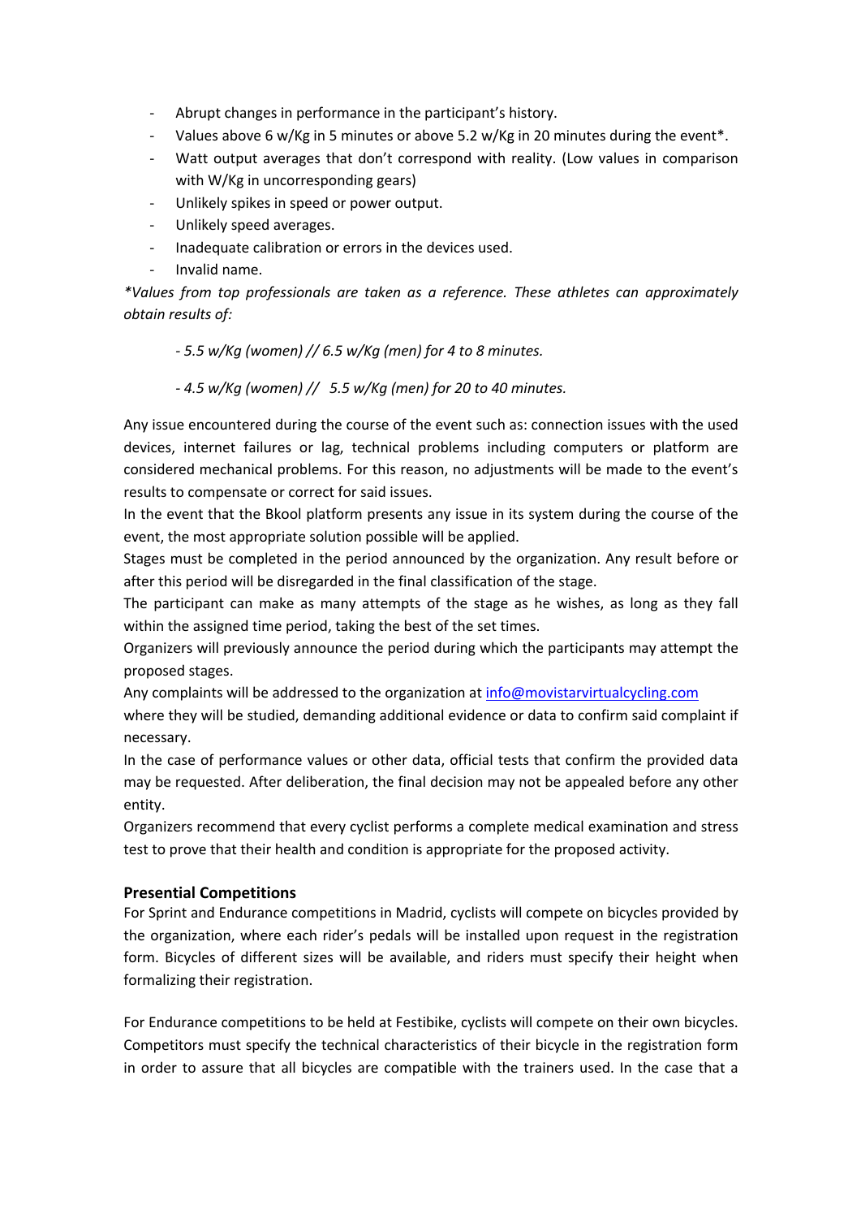- Abrupt changes in performance in the participant's history.
- Values above 6 w/Kg in 5 minutes or above 5.2 w/Kg in 20 minutes during the event*.
- Watt output averages that don't correspond with reality. (Low values in comparison with W/Kg in uncorresponding gears)
- Unlikely spikes in speed or power output.
- Unlikely speed averages.
- Inadequate calibration or errors in the devices used.
- Invalid name.

*\*Values from top professionals are taken as a reference. These athletes can approximately obtain results of:*

*- 5.5 w/Kg (women) // 6.5 w/Kg (men) for 4 to 8 minutes.*

*- 4.5 w/Kg (women) // 5.5 w/Kg (men) for 20 to 40 minutes.*

Any issue encountered during the course of the event such as: connection issues with the used devices, internet failures or lag, technical problems including computers or platform are considered mechanical problems. For this reason, no adjustments will be made to the event's results to compensate or correct for said issues.

In the event that the Bkool platform presents any issue in its system during the course of the event, the most appropriate solution possible will be applied.

Stages must be completed in the period announced by the organization. Any result before or after this period will be disregarded in the final classification of the stage.

The participant can make as many attempts of the stage as he wishes, as long as they fall within the assigned time period, taking the best of the set times.

Organizers will previously announce the period during which the participants may attempt the proposed stages.

Any complaints will be addressed to the organization at [info@movistarvirtualcycling.com](mailto:info@movistarvirtualcycling.com) where they will be studied, demanding additional evidence or data to confirm said complaint if necessary.

In the case of performance values or other data, official tests that confirm the provided data may be requested. After deliberation, the final decision may not be appealed before any other entity.

Organizers recommend that every cyclist performs a complete medical examination and stress test to prove that their health and condition is appropriate for the proposed activity.

**Presential Competitions**

For Sprint and Endurance competitions in Madrid, cyclists will compete on bicycles provided by the organization, where each rider's pedals will be installed upon request in the registration form. Bicycles of different sizes will be available, and riders must specify their height when formalizing their registration.

For Endurance competitions to be held at Festibike, cyclists will compete on their own bicycles. Competitors must specify the technical characteristics of their bicycle in the registration form in order to assure that all bicycles are compatible with the trainers used. In the case that a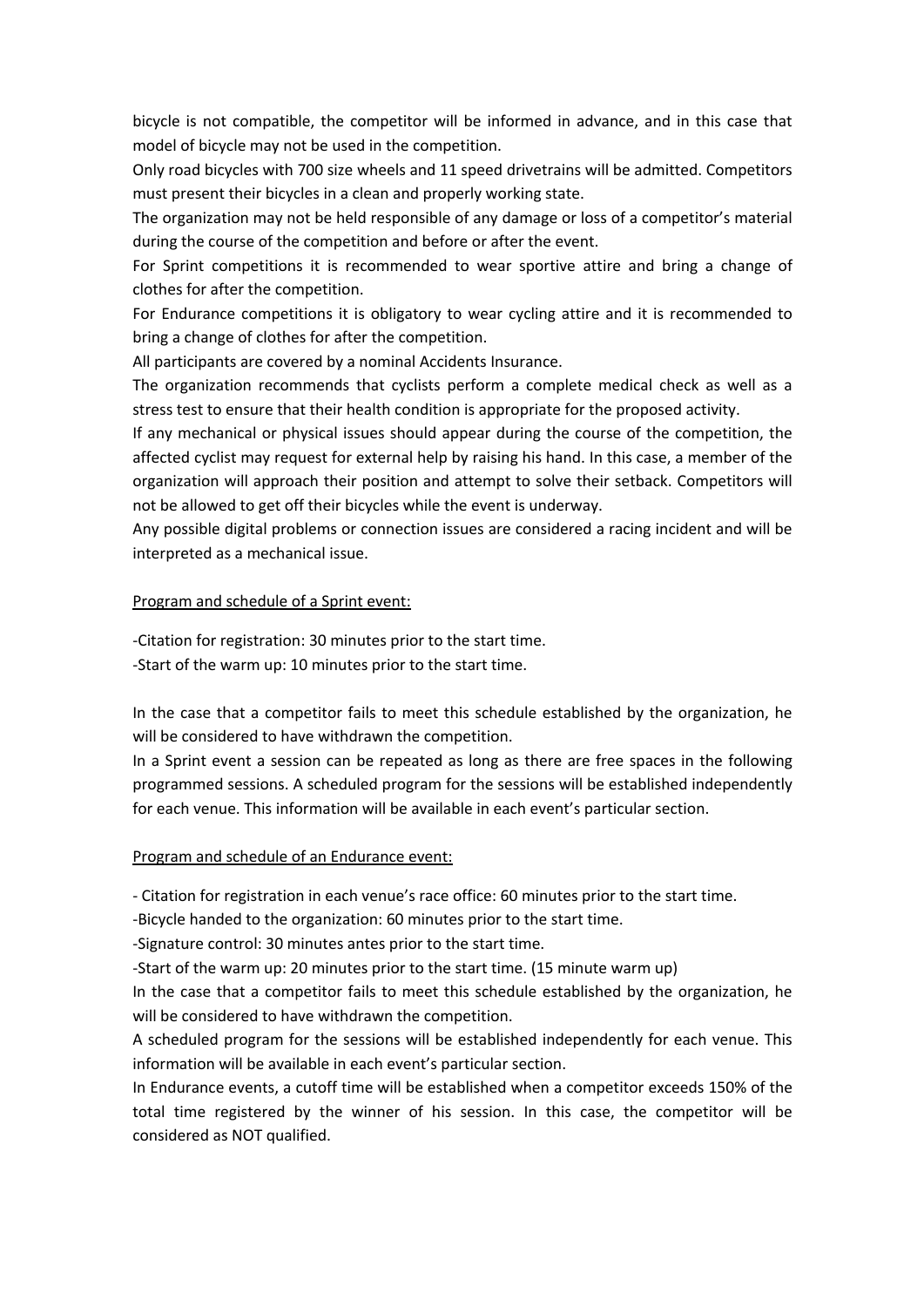bicycle is not compatible, the competitor will be informed in advance, and in this case that model of bicycle may not be used in the competition.

Only road bicycles with 700 size wheels and 11 speed drivetrains will be admitted. Competitors must present their bicycles in a clean and properly working state.

The organization may not be held responsible of any damage or loss of a competitor's material during the course of the competition and before or after the event.

For Sprint competitions it is recommended to wear sportive attire and bring a change of clothes for after the competition.

For Endurance competitions it is obligatory to wear cycling attire and it is recommended to bring a change of clothes for after the competition.

All participants are covered by a nominal Accidents Insurance.

The organization recommends that cyclists perform a complete medical check as well as a stress test to ensure that their health condition is appropriate for the proposed activity.

If any mechanical or physical issues should appear during the course of the competition, the affected cyclist may request for external help by raising his hand. In this case, a member of the organization will approach their position and attempt to solve their setback. Competitors will not be allowed to get off their bicycles while the event is underway.

Any possible digital problems or connection issues are considered a racing incident and will be interpreted as a mechanical issue.

<u>Program and schedule of a Sprint event:</u>

-Citation for registration: 30 minutes prior to the start time.
-Start of the warm up: 10 minutes prior to the start time.

In the case that a competitor fails to meet this schedule established by the organization, he will be considered to have withdrawn the competition.

In a Sprint event a session can be repeated as long as there are free spaces in the following programmed sessions. A scheduled program for the sessions will be established independently for each venue. This information will be available in each event's particular section.

<u>Program and schedule of an Endurance event:</u>

- Citation for registration in each venue's race office: 60 minutes prior to the start time.
-Bicycle handed to the organization: 60 minutes prior to the start time.
-Signature control: 30 minutes antes prior to the start time.
-Start of the warm up: 20 minutes prior to the start time. (15 minute warm up)

In the case that a competitor fails to meet this schedule established by the organization, he will be considered to have withdrawn the competition.

A scheduled program for the sessions will be established independently for each venue. This information will be available in each event's particular section.

In Endurance events, a cutoff time will be established when a competitor exceeds 150% of the total time registered by the winner of his session. In this case, the competitor will be considered as NOT qualified.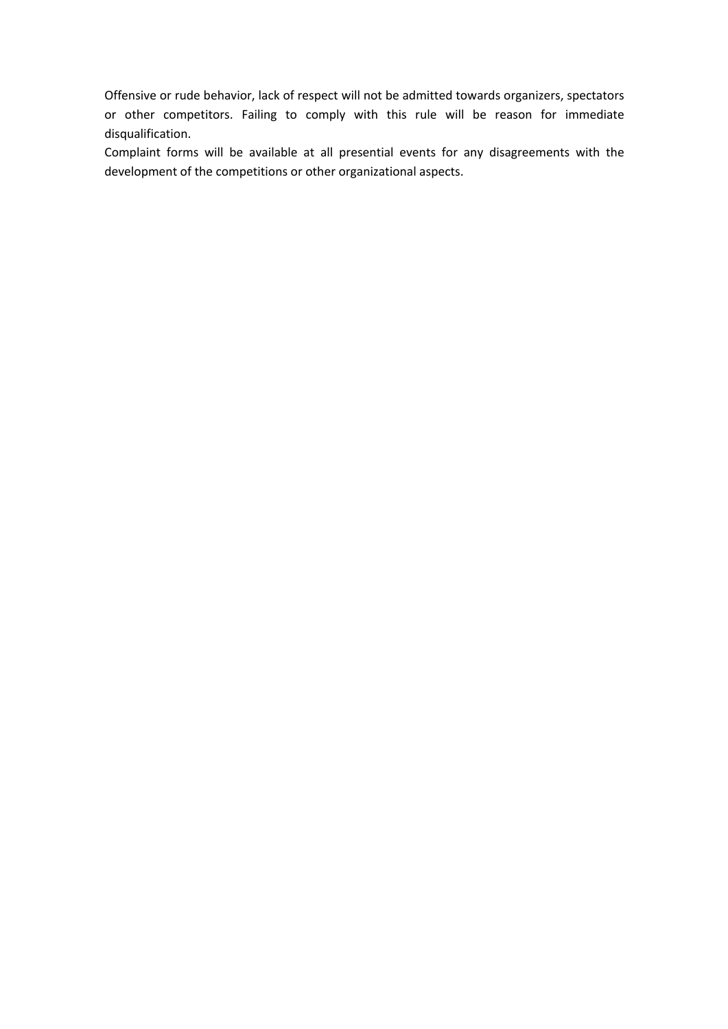Offensive or rude behavior, lack of respect will not be admitted towards organizers, spectators or other competitors. Failing to comply with this rule will be reason for immediate disqualification.

Complaint forms will be available at all presential events for any disagreements with the development of the competitions or other organizational aspects.